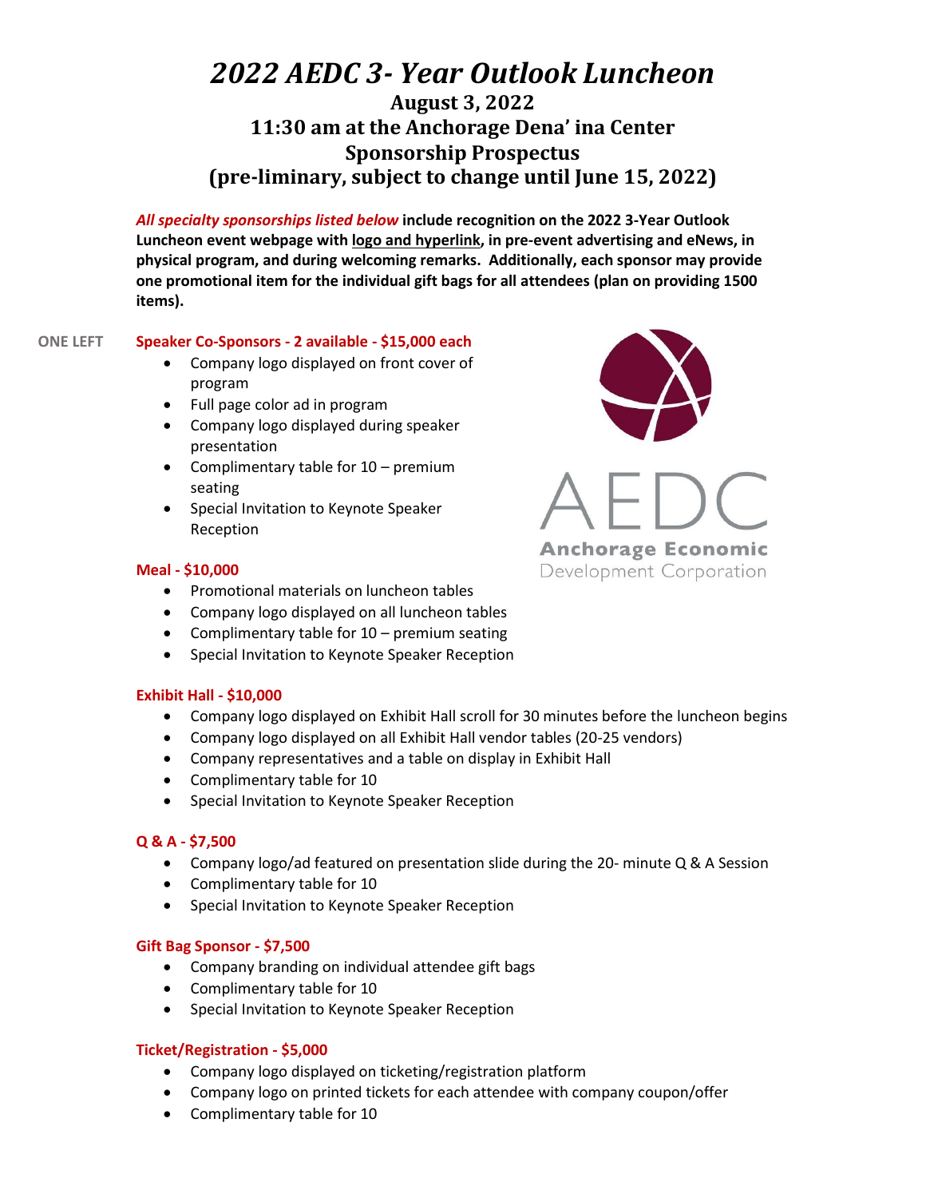# *2022 AEDC 3- Year Outlook Luncheon*

## August 3, 2022
## 11:30 am at the Anchorage Dena' ina Center
## Sponsorship Prospectus
## (pre-liminary, subject to change until June 15, 2022)

***All specialty sponsorships listed below*** **include recognition on the 2022 3-Year Outlook Luncheon event webpage with logo and hyperlink, in pre-event advertising and eNews, in physical program, and during welcoming remarks. Additionally, each sponsor may provide one promotional item for the individual gift bags for all attendees (plan on providing 1500 items).**

ONE LEFT

**Speaker Co-Sponsors - 2 available - $15,000 each**

- Company logo displayed on front cover of program
- Full page color ad in program
- Company logo displayed during speaker presentation
- Complimentary table for 10 – premium seating
- Special Invitation to Keynote Speaker Reception

AEDC
Anchorage Economic Development Corporation

**Meal - $10,000**

- Promotional materials on luncheon tables
- Company logo displayed on all luncheon tables
- Complimentary table for 10 – premium seating
- Special Invitation to Keynote Speaker Reception

**Exhibit Hall - $10,000**

- Company logo displayed on Exhibit Hall scroll for 30 minutes before the luncheon begins
- Company logo displayed on all Exhibit Hall vendor tables (20-25 vendors)
- Company representatives and a table on display in Exhibit Hall
- Complimentary table for 10
- Special Invitation to Keynote Speaker Reception

**Q & A - $7,500**

- Company logo/ad featured on presentation slide during the 20- minute Q & A Session
- Complimentary table for 10
- Special Invitation to Keynote Speaker Reception

**Gift Bag Sponsor - $7,500**

- Company branding on individual attendee gift bags
- Complimentary table for 10
- Special Invitation to Keynote Speaker Reception

**Ticket/Registration - $5,000**

- Company logo displayed on ticketing/registration platform
- Company logo on printed tickets for each attendee with company coupon/offer
- Complimentary table for 10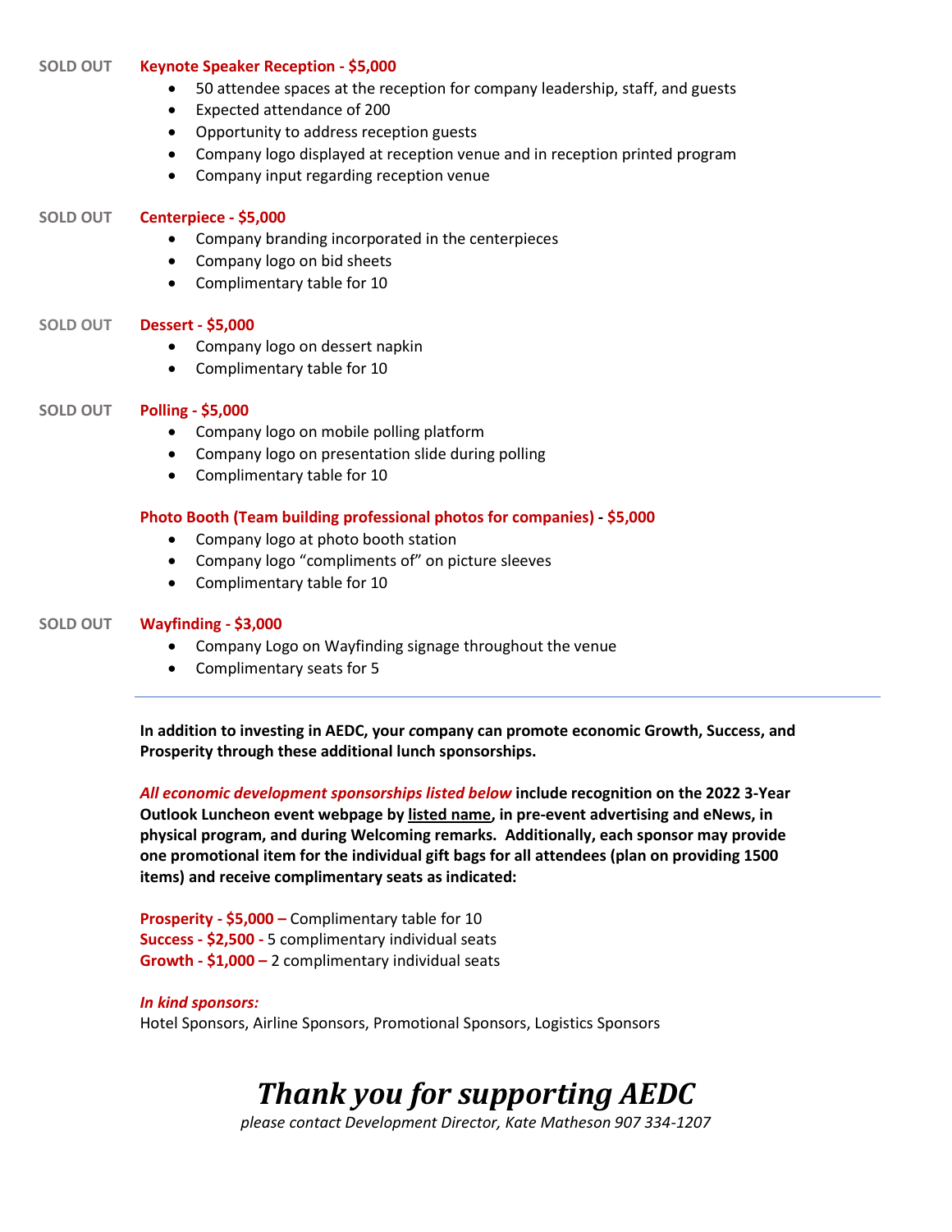SOLD OUT **Keynote Speaker Reception - $5,000**

- 50 attendee spaces at the reception for company leadership, staff, and guests
- Expected attendance of 200
- Opportunity to address reception guests
- Company logo displayed at reception venue and in reception printed program
- Company input regarding reception venue

SOLD OUT **Centerpiece - $5,000**

- Company branding incorporated in the centerpieces
- Company logo on bid sheets
- Complimentary table for 10

SOLD OUT **Dessert - $5,000**

- Company logo on dessert napkin
- Complimentary table for 10

SOLD OUT **Polling - $5,000**

- Company logo on mobile polling platform
- Company logo on presentation slide during polling
- Complimentary table for 10

**Photo Booth (Team building professional photos for companies) - $5,000**

- Company logo at photo booth station
- Company logo "compliments of" on picture sleeves
- Complimentary table for 10

SOLD OUT **Wayfinding - $3,000**

- Company Logo on Wayfinding signage throughout the venue
- Complimentary seats for 5

---

**In addition to investing in AEDC, your company can promote economic Growth, Success, and Prosperity through these additional lunch sponsorships.**

***All economic development sponsorships listed below*** **include recognition on the 2022 3-Year Outlook Luncheon event webpage by listed name, in pre-event advertising and eNews, in physical program, and during Welcoming remarks. Additionally, each sponsor may provide one promotional item for the individual gift bags for all attendees (plan on providing 1500 items) and receive complimentary seats as indicated:**

**Prosperity - $5,000 –** Complimentary table for 10
**Success - $2,500 -** 5 complimentary individual seats
**Growth - $1,000 –** 2 complimentary individual seats

***In kind sponsors:***
Hotel Sponsors, Airline Sponsors, Promotional Sponsors, Logistics Sponsors

# *Thank you for supporting AEDC*

*please contact Development Director, Kate Matheson 907 334-1207*